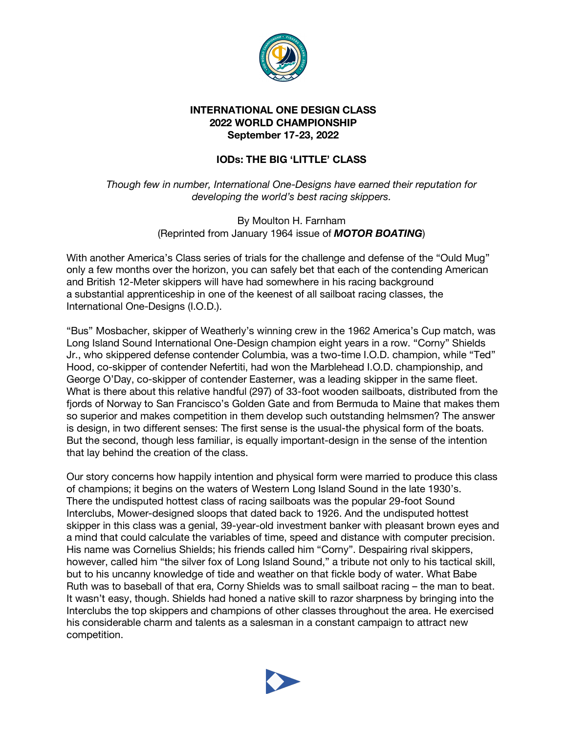**INTERNATIONAL ONE DESIGN CLASS**
**2022 WORLD CHAMPIONSHIP**
**September 17-23, 2022**

# IODs: THE BIG 'LITTLE' CLASS

*Though few in number, International One-Designs have earned their reputation for developing the world's best racing skippers.*

By Moulton H. Farnham
(Reprinted from January 1964 issue of ***MOTOR BOATING***)

With another America's Class series of trials for the challenge and defense of the "Ould Mug" only a few months over the horizon, you can safely bet that each of the contending American and British 12-Meter skippers will have had somewhere in his racing background a substantial apprenticeship in one of the keenest of all sailboat racing classes, the International One-Designs (I.O.D.).

"Bus" Mosbacher, skipper of Weatherly's winning crew in the 1962 America's Cup match, was Long Island Sound International One-Design champion eight years in a row. "Corny" Shields Jr., who skippered defense contender Columbia, was a two-time I.O.D. champion, while "Ted" Hood, co-skipper of contender Nefertiti, had won the Marblehead I.O.D. championship, and George O'Day, co-skipper of contender Easterner, was a leading skipper in the same fleet. What is there about this relative handful (297) of 33-foot wooden sailboats, distributed from the fjords of Norway to San Francisco's Golden Gate and from Bermuda to Maine that makes them so superior and makes competition in them develop such outstanding helmsmen? The answer is design, in two different senses: The first sense is the usual-the physical form of the boats. But the second, though less familiar, is equally important-design in the sense of the intention that lay behind the creation of the class.

Our story concerns how happily intention and physical form were married to produce this class of champions; it begins on the waters of Western Long Island Sound in the late 1930's. There the undisputed hottest class of racing sailboats was the popular 29-foot Sound Interclubs, Mower-designed sloops that dated back to 1926. And the undisputed hottest skipper in this class was a genial, 39-year-old investment banker with pleasant brown eyes and a mind that could calculate the variables of time, speed and distance with computer precision. His name was Cornelius Shields; his friends called him "Corny". Despairing rival skippers, however, called him "the silver fox of Long Island Sound," a tribute not only to his tactical skill, but to his uncanny knowledge of tide and weather on that fickle body of water. What Babe Ruth was to baseball of that era, Corny Shields was to small sailboat racing – the man to beat. It wasn't easy, though. Shields had honed a native skill to razor sharpness by bringing into the Interclubs the top skippers and champions of other classes throughout the area. He exercised his considerable charm and talents as a salesman in a constant campaign to attract new competition.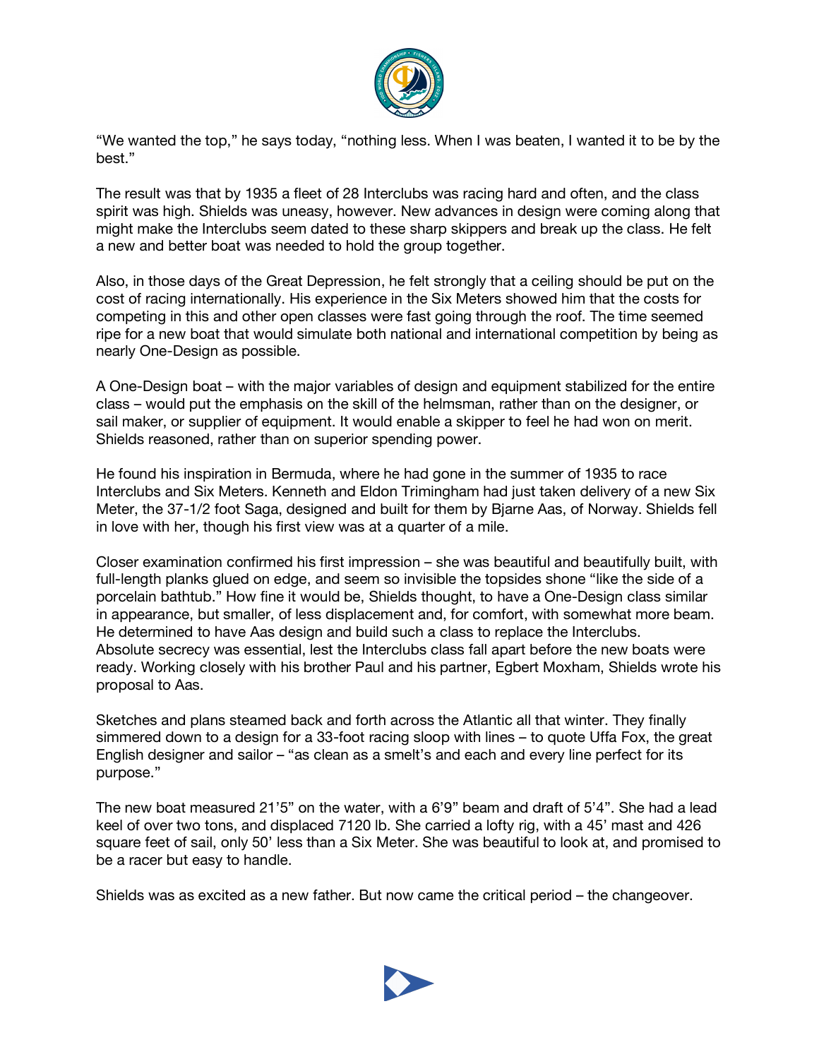"We wanted the top," he says today, "nothing less. When I was beaten, I wanted it to be by the best."

The result was that by 1935 a fleet of 28 Interclubs was racing hard and often, and the class spirit was high. Shields was uneasy, however. New advances in design were coming along that might make the Interclubs seem dated to these sharp skippers and break up the class. He felt a new and better boat was needed to hold the group together.

Also, in those days of the Great Depression, he felt strongly that a ceiling should be put on the cost of racing internationally. His experience in the Six Meters showed him that the costs for competing in this and other open classes were fast going through the roof. The time seemed ripe for a new boat that would simulate both national and international competition by being as nearly One-Design as possible.

A One-Design boat – with the major variables of design and equipment stabilized for the entire class – would put the emphasis on the skill of the helmsman, rather than on the designer, or sail maker, or supplier of equipment. It would enable a skipper to feel he had won on merit. Shields reasoned, rather than on superior spending power.

He found his inspiration in Bermuda, where he had gone in the summer of 1935 to race Interclubs and Six Meters. Kenneth and Eldon Trimingham had just taken delivery of a new Six Meter, the 37-1/2 foot Saga, designed and built for them by Bjarne Aas, of Norway. Shields fell in love with her, though his first view was at a quarter of a mile.

Closer examination confirmed his first impression – she was beautiful and beautifully built, with full-length planks glued on edge, and seem so invisible the topsides shone "like the side of a porcelain bathtub." How fine it would be, Shields thought, to have a One-Design class similar in appearance, but smaller, of less displacement and, for comfort, with somewhat more beam. He determined to have Aas design and build such a class to replace the Interclubs. Absolute secrecy was essential, lest the Interclubs class fall apart before the new boats were ready. Working closely with his brother Paul and his partner, Egbert Moxham, Shields wrote his proposal to Aas.

Sketches and plans steamed back and forth across the Atlantic all that winter. They finally simmered down to a design for a 33-foot racing sloop with lines – to quote Uffa Fox, the great English designer and sailor – "as clean as a smelt's and each and every line perfect for its purpose."

The new boat measured 21'5" on the water, with a 6'9" beam and draft of 5'4". She had a lead keel of over two tons, and displaced 7120 lb. She carried a lofty rig, with a 45' mast and 426 square feet of sail, only 50' less than a Six Meter. She was beautiful to look at, and promised to be a racer but easy to handle.

Shields was as excited as a new father. But now came the critical period – the changeover.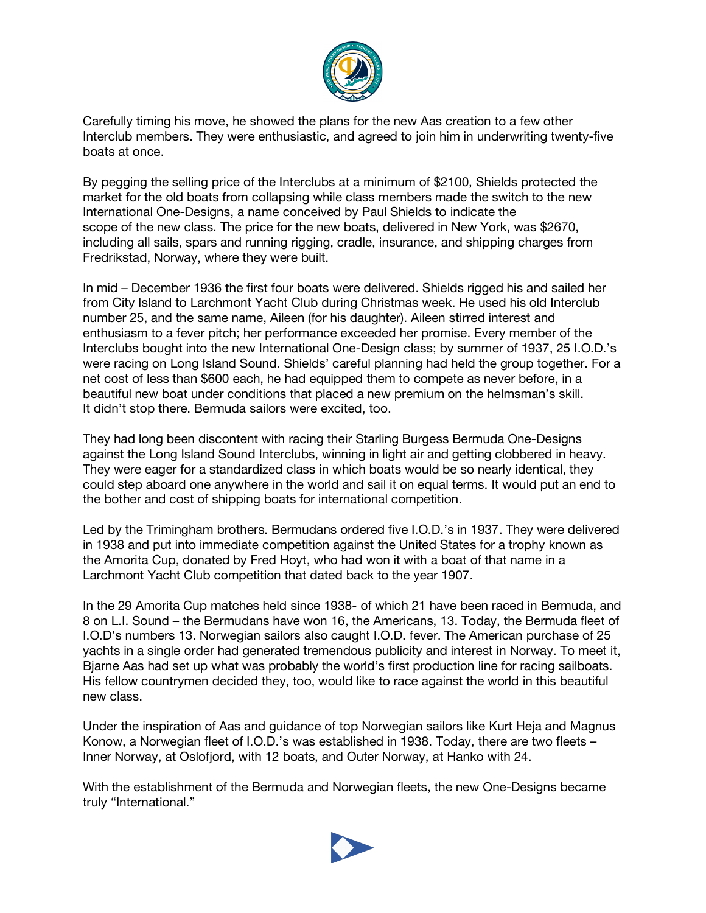Carefully timing his move, he showed the plans for the new Aas creation to a few other Interclub members. They were enthusiastic, and agreed to join him in underwriting twenty-five boats at once.

By pegging the selling price of the Interclubs at a minimum of $2100, Shields protected the market for the old boats from collapsing while class members made the switch to the new International One-Designs, a name conceived by Paul Shields to indicate the scope of the new class. The price for the new boats, delivered in New York, was $2670, including all sails, spars and running rigging, cradle, insurance, and shipping charges from Fredrikstad, Norway, where they were built.

In mid – December 1936 the first four boats were delivered. Shields rigged his and sailed her from City Island to Larchmont Yacht Club during Christmas week. He used his old Interclub number 25, and the same name, Aileen (for his daughter). Aileen stirred interest and enthusiasm to a fever pitch; her performance exceeded her promise. Every member of the Interclubs bought into the new International One-Design class; by summer of 1937, 25 I.O.D.'s were racing on Long Island Sound. Shields' careful planning had held the group together. For a net cost of less than $600 each, he had equipped them to compete as never before, in a beautiful new boat under conditions that placed a new premium on the helmsman's skill. It didn't stop there. Bermuda sailors were excited, too.

They had long been discontent with racing their Starling Burgess Bermuda One-Designs against the Long Island Sound Interclubs, winning in light air and getting clobbered in heavy. They were eager for a standardized class in which boats would be so nearly identical, they could step aboard one anywhere in the world and sail it on equal terms. It would put an end to the bother and cost of shipping boats for international competition.

Led by the Trimingham brothers. Bermudans ordered five I.O.D.'s in 1937. They were delivered in 1938 and put into immediate competition against the United States for a trophy known as the Amorita Cup, donated by Fred Hoyt, who had won it with a boat of that name in a Larchmont Yacht Club competition that dated back to the year 1907.

In the 29 Amorita Cup matches held since 1938- of which 21 have been raced in Bermuda, and 8 on L.I. Sound – the Bermudans have won 16, the Americans, 13. Today, the Bermuda fleet of I.O.D's numbers 13. Norwegian sailors also caught I.O.D. fever. The American purchase of 25 yachts in a single order had generated tremendous publicity and interest in Norway. To meet it, Bjarne Aas had set up what was probably the world's first production line for racing sailboats. His fellow countrymen decided they, too, would like to race against the world in this beautiful new class.

Under the inspiration of Aas and guidance of top Norwegian sailors like Kurt Heja and Magnus Konow, a Norwegian fleet of I.O.D.'s was established in 1938. Today, there are two fleets – Inner Norway, at Oslofjord, with 12 boats, and Outer Norway, at Hanko with 24.

With the establishment of the Bermuda and Norwegian fleets, the new One-Designs became truly "International."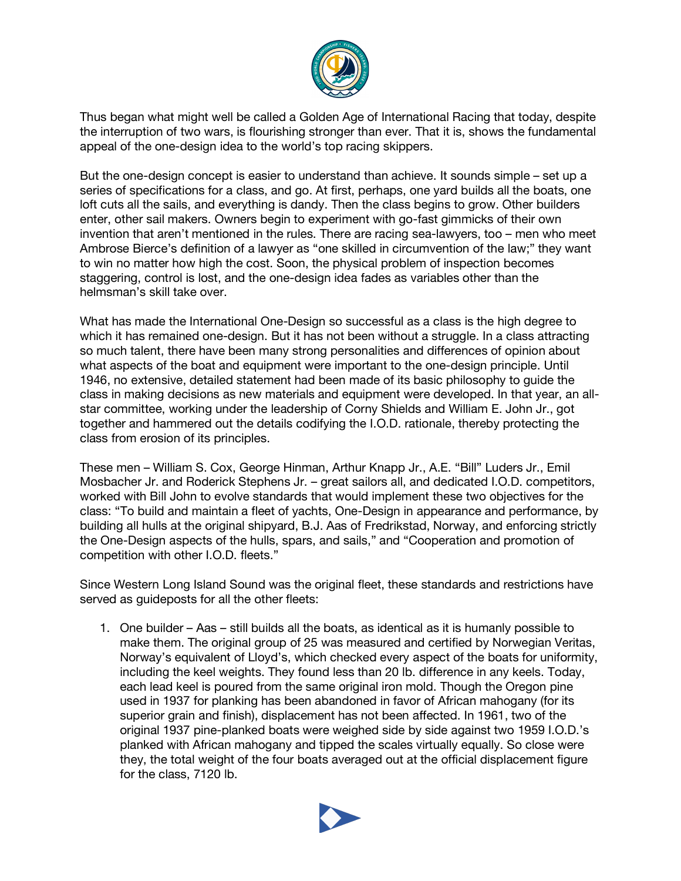Thus began what might well be called a Golden Age of International Racing that today, despite the interruption of two wars, is flourishing stronger than ever. That it is, shows the fundamental appeal of the one-design idea to the world's top racing skippers.

But the one-design concept is easier to understand than achieve. It sounds simple – set up a series of specifications for a class, and go. At first, perhaps, one yard builds all the boats, one loft cuts all the sails, and everything is dandy. Then the class begins to grow. Other builders enter, other sail makers. Owners begin to experiment with go-fast gimmicks of their own invention that aren't mentioned in the rules. There are racing sea-lawyers, too – men who meet Ambrose Bierce's definition of a lawyer as "one skilled in circumvention of the law;" they want to win no matter how high the cost. Soon, the physical problem of inspection becomes staggering, control is lost, and the one-design idea fades as variables other than the helmsman's skill take over.

What has made the International One-Design so successful as a class is the high degree to which it has remained one-design. But it has not been without a struggle. In a class attracting so much talent, there have been many strong personalities and differences of opinion about what aspects of the boat and equipment were important to the one-design principle. Until 1946, no extensive, detailed statement had been made of its basic philosophy to guide the class in making decisions as new materials and equipment were developed. In that year, an all-star committee, working under the leadership of Corny Shields and William E. John Jr., got together and hammered out the details codifying the I.O.D. rationale, thereby protecting the class from erosion of its principles.

These men – William S. Cox, George Hinman, Arthur Knapp Jr., A.E. "Bill" Luders Jr., Emil Mosbacher Jr. and Roderick Stephens Jr. – great sailors all, and dedicated I.O.D. competitors, worked with Bill John to evolve standards that would implement these two objectives for the class: "To build and maintain a fleet of yachts, One-Design in appearance and performance, by building all hulls at the original shipyard, B.J. Aas of Fredrikstad, Norway, and enforcing strictly the One-Design aspects of the hulls, spars, and sails," and "Cooperation and promotion of competition with other I.O.D. fleets."

Since Western Long Island Sound was the original fleet, these standards and restrictions have served as guideposts for all the other fleets:

1. One builder – Aas – still builds all the boats, as identical as it is humanly possible to make them. The original group of 25 was measured and certified by Norwegian Veritas, Norway's equivalent of Lloyd's, which checked every aspect of the boats for uniformity, including the keel weights. They found less than 20 lb. difference in any keels. Today, each lead keel is poured from the same original iron mold. Though the Oregon pine used in 1937 for planking has been abandoned in favor of African mahogany (for its superior grain and finish), displacement has not been affected. In 1961, two of the original 1937 pine-planked boats were weighed side by side against two 1959 I.O.D.'s planked with African mahogany and tipped the scales virtually equally. So close were they, the total weight of the four boats averaged out at the official displacement figure for the class, 7120 lb.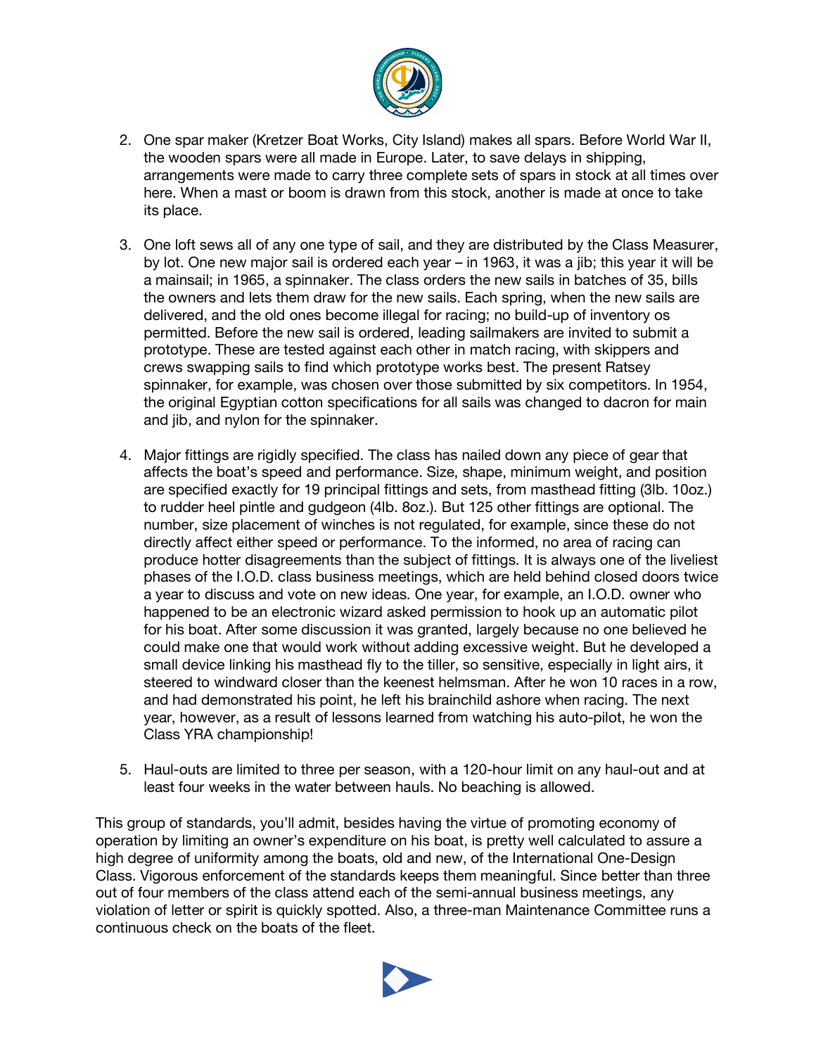2. One spar maker (Kretzer Boat Works, City Island) makes all spars. Before World War II, the wooden spars were all made in Europe. Later, to save delays in shipping, arrangements were made to carry three complete sets of spars in stock at all times over here. When a mast or boom is drawn from this stock, another is made at once to take its place.

3. One loft sews all of any one type of sail, and they are distributed by the Class Measurer, by lot. One new major sail is ordered each year – in 1963, it was a jib; this year it will be a mainsail; in 1965, a spinnaker. The class orders the new sails in batches of 35, bills the owners and lets them draw for the new sails. Each spring, when the new sails are delivered, and the old ones become illegal for racing; no build-up of inventory os permitted. Before the new sail is ordered, leading sailmakers are invited to submit a prototype. These are tested against each other in match racing, with skippers and crews swapping sails to find which prototype works best. The present Ratsey spinnaker, for example, was chosen over those submitted by six competitors. In 1954, the original Egyptian cotton specifications for all sails was changed to dacron for main and jib, and nylon for the spinnaker.

4. Major fittings are rigidly specified. The class has nailed down any piece of gear that affects the boat's speed and performance. Size, shape, minimum weight, and position are specified exactly for 19 principal fittings and sets, from masthead fitting (3lb. 10oz.) to rudder heel pintle and gudgeon (4lb. 8oz.). But 125 other fittings are optional. The number, size placement of winches is not regulated, for example, since these do not directly affect either speed or performance. To the informed, no area of racing can produce hotter disagreements than the subject of fittings. It is always one of the liveliest phases of the I.O.D. class business meetings, which are held behind closed doors twice a year to discuss and vote on new ideas. One year, for example, an I.O.D. owner who happened to be an electronic wizard asked permission to hook up an automatic pilot for his boat. After some discussion it was granted, largely because no one believed he could make one that would work without adding excessive weight. But he developed a small device linking his masthead fly to the tiller, so sensitive, especially in light airs, it steered to windward closer than the keenest helmsman. After he won 10 races in a row, and had demonstrated his point, he left his brainchild ashore when racing. The next year, however, as a result of lessons learned from watching his auto-pilot, he won the Class YRA championship!

5. Haul-outs are limited to three per season, with a 120-hour limit on any haul-out and at least four weeks in the water between hauls. No beaching is allowed.

This group of standards, you'll admit, besides having the virtue of promoting economy of operation by limiting an owner's expenditure on his boat, is pretty well calculated to assure a high degree of uniformity among the boats, old and new, of the International One-Design Class. Vigorous enforcement of the standards keeps them meaningful. Since better than three out of four members of the class attend each of the semi-annual business meetings, any violation of letter or spirit is quickly spotted. Also, a three-man Maintenance Committee runs a continuous check on the boats of the fleet.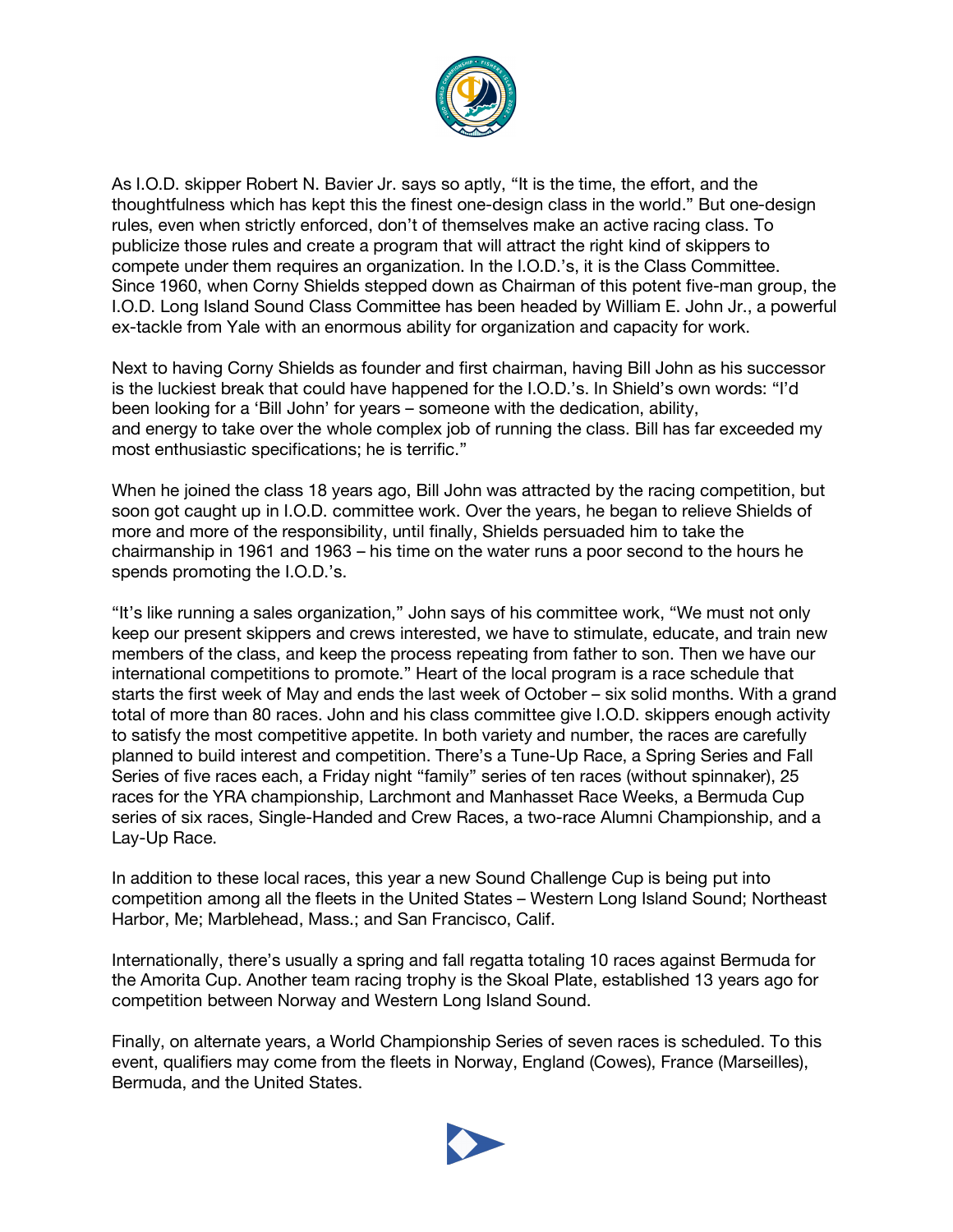As I.O.D. skipper Robert N. Bavier Jr. says so aptly, "It is the time, the effort, and the thoughtfulness which has kept this the finest one-design class in the world." But one-design rules, even when strictly enforced, don't of themselves make an active racing class. To publicize those rules and create a program that will attract the right kind of skippers to compete under them requires an organization. In the I.O.D.'s, it is the Class Committee. Since 1960, when Corny Shields stepped down as Chairman of this potent five-man group, the I.O.D. Long Island Sound Class Committee has been headed by William E. John Jr., a powerful ex-tackle from Yale with an enormous ability for organization and capacity for work.

Next to having Corny Shields as founder and first chairman, having Bill John as his successor is the luckiest break that could have happened for the I.O.D.'s. In Shield's own words: "I'd been looking for a 'Bill John' for years – someone with the dedication, ability, and energy to take over the whole complex job of running the class. Bill has far exceeded my most enthusiastic specifications; he is terrific."

When he joined the class 18 years ago, Bill John was attracted by the racing competition, but soon got caught up in I.O.D. committee work. Over the years, he began to relieve Shields of more and more of the responsibility, until finally, Shields persuaded him to take the chairmanship in 1961 and 1963 – his time on the water runs a poor second to the hours he spends promoting the I.O.D.'s.

"It's like running a sales organization," John says of his committee work, "We must not only keep our present skippers and crews interested, we have to stimulate, educate, and train new members of the class, and keep the process repeating from father to son. Then we have our international competitions to promote." Heart of the local program is a race schedule that starts the first week of May and ends the last week of October – six solid months. With a grand total of more than 80 races. John and his class committee give I.O.D. skippers enough activity to satisfy the most competitive appetite. In both variety and number, the races are carefully planned to build interest and competition. There's a Tune-Up Race, a Spring Series and Fall Series of five races each, a Friday night "family" series of ten races (without spinnaker), 25 races for the YRA championship, Larchmont and Manhasset Race Weeks, a Bermuda Cup series of six races, Single-Handed and Crew Races, a two-race Alumni Championship, and a Lay-Up Race.

In addition to these local races, this year a new Sound Challenge Cup is being put into competition among all the fleets in the United States – Western Long Island Sound; Northeast Harbor, Me; Marblehead, Mass.; and San Francisco, Calif.

Internationally, there's usually a spring and fall regatta totaling 10 races against Bermuda for the Amorita Cup. Another team racing trophy is the Skoal Plate, established 13 years ago for competition between Norway and Western Long Island Sound.

Finally, on alternate years, a World Championship Series of seven races is scheduled. To this event, qualifiers may come from the fleets in Norway, England (Cowes), France (Marseilles), Bermuda, and the United States.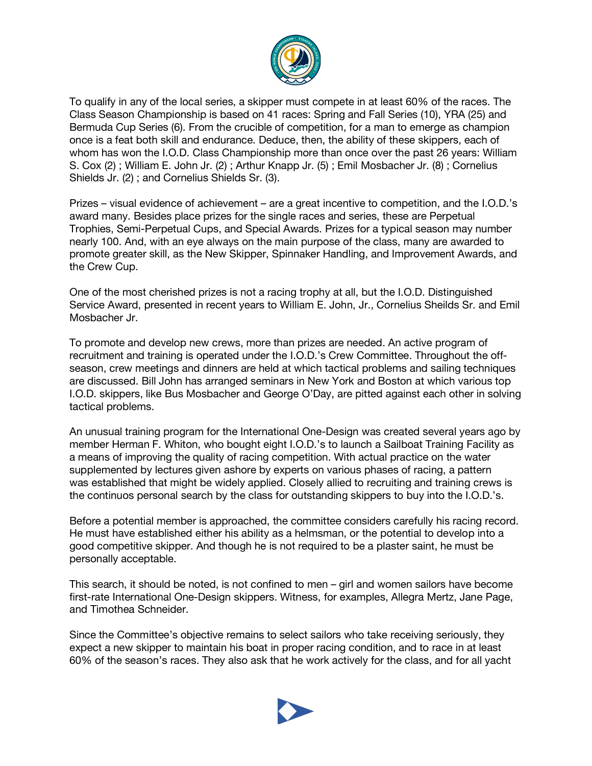To qualify in any of the local series, a skipper must compete in at least 60% of the races. The Class Season Championship is based on 41 races: Spring and Fall Series (10), YRA (25) and Bermuda Cup Series (6). From the crucible of competition, for a man to emerge as champion once is a feat both skill and endurance. Deduce, then, the ability of these skippers, each of whom has won the I.O.D. Class Championship more than once over the past 26 years: William S. Cox (2) ; William E. John Jr. (2) ; Arthur Knapp Jr. (5) ; Emil Mosbacher Jr. (8) ; Cornelius Shields Jr. (2) ; and Cornelius Shields Sr. (3).

Prizes – visual evidence of achievement – are a great incentive to competition, and the I.O.D.'s award many. Besides place prizes for the single races and series, these are Perpetual Trophies, Semi-Perpetual Cups, and Special Awards. Prizes for a typical season may number nearly 100. And, with an eye always on the main purpose of the class, many are awarded to promote greater skill, as the New Skipper, Spinnaker Handling, and Improvement Awards, and the Crew Cup.

One of the most cherished prizes is not a racing trophy at all, but the I.O.D. Distinguished Service Award, presented in recent years to William E. John, Jr., Cornelius Sheilds Sr. and Emil Mosbacher Jr.

To promote and develop new crews, more than prizes are needed. An active program of recruitment and training is operated under the I.O.D.'s Crew Committee. Throughout the off-season, crew meetings and dinners are held at which tactical problems and sailing techniques are discussed. Bill John has arranged seminars in New York and Boston at which various top I.O.D. skippers, like Bus Mosbacher and George O'Day, are pitted against each other in solving tactical problems.

An unusual training program for the International One-Design was created several years ago by member Herman F. Whiton, who bought eight I.O.D.'s to launch a Sailboat Training Facility as a means of improving the quality of racing competition. With actual practice on the water supplemented by lectures given ashore by experts on various phases of racing, a pattern was established that might be widely applied. Closely allied to recruiting and training crews is the continuos personal search by the class for outstanding skippers to buy into the I.O.D.'s.

Before a potential member is approached, the committee considers carefully his racing record. He must have established either his ability as a helmsman, or the potential to develop into a good competitive skipper. And though he is not required to be a plaster saint, he must be personally acceptable.

This search, it should be noted, is not confined to men – girl and women sailors have become first-rate International One-Design skippers. Witness, for examples, Allegra Mertz, Jane Page, and Timothea Schneider.

Since the Committee's objective remains to select sailors who take receiving seriously, they expect a new skipper to maintain his boat in proper racing condition, and to race in at least 60% of the season's races. They also ask that he work actively for the class, and for all yacht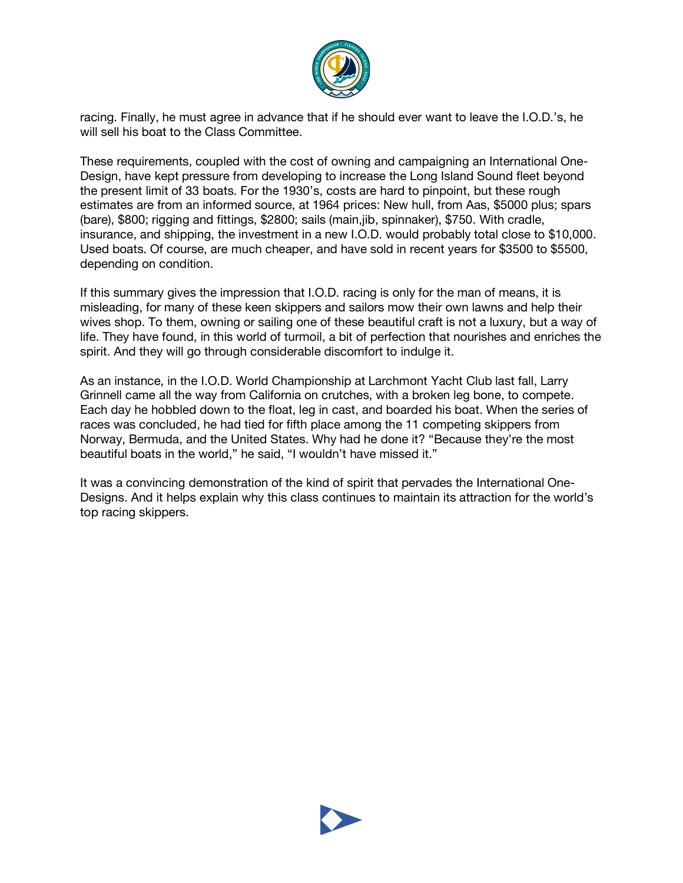racing. Finally, he must agree in advance that if he should ever want to leave the I.O.D.'s, he will sell his boat to the Class Committee.

These requirements, coupled with the cost of owning and campaigning an International One-Design, have kept pressure from developing to increase the Long Island Sound fleet beyond the present limit of 33 boats. For the 1930's, costs are hard to pinpoint, but these rough estimates are from an informed source, at 1964 prices: New hull, from Aas, $5000 plus; spars (bare), $800; rigging and fittings, $2800; sails (main,jib, spinnaker), $750. With cradle, insurance, and shipping, the investment in a new I.O.D. would probably total close to $10,000. Used boats. Of course, are much cheaper, and have sold in recent years for $3500 to $5500, depending on condition.

If this summary gives the impression that I.O.D. racing is only for the man of means, it is misleading, for many of these keen skippers and sailors mow their own lawns and help their wives shop. To them, owning or sailing one of these beautiful craft is not a luxury, but a way of life. They have found, in this world of turmoil, a bit of perfection that nourishes and enriches the spirit. And they will go through considerable discomfort to indulge it.

As an instance, in the I.O.D. World Championship at Larchmont Yacht Club last fall, Larry Grinnell came all the way from California on crutches, with a broken leg bone, to compete. Each day he hobbled down to the float, leg in cast, and boarded his boat. When the series of races was concluded, he had tied for fifth place among the 11 competing skippers from Norway, Bermuda, and the United States. Why had he done it? "Because they're the most beautiful boats in the world," he said, "I wouldn't have missed it."

It was a convincing demonstration of the kind of spirit that pervades the International One-Designs. And it helps explain why this class continues to maintain its attraction for the world's top racing skippers.